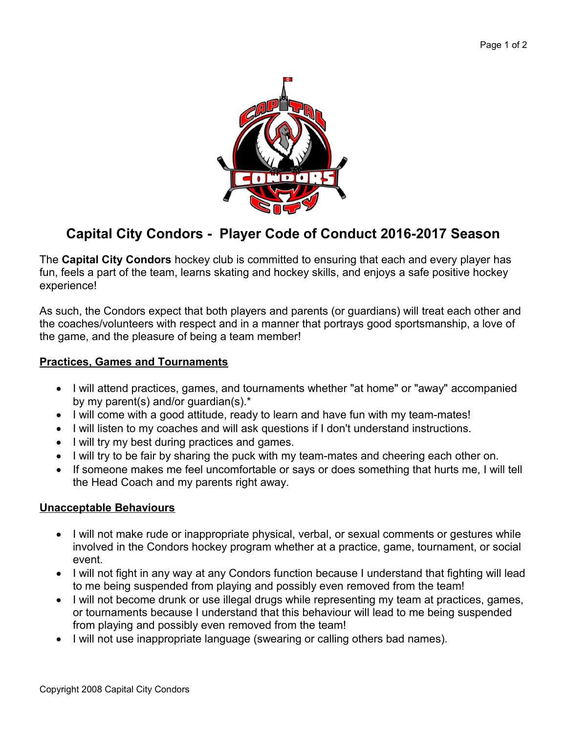# Capital City Condors - Player Code of Conduct 2016-2017 Season

The **Capital City Condors** hockey club is committed to ensuring that each and every player has fun, feels a part of the team, learns skating and hockey skills, and enjoys a safe positive hockey experience!

As such, the Condors expect that both players and parents (or guardians) will treat each other and the coaches/volunteers with respect and in a manner that portrays good sportsmanship, a love of the game, and the pleasure of being a team member!

## Practices, Games and Tournaments

- I will attend practices, games, and tournaments whether "at home" or "away" accompanied by my parent(s) and/or guardian(s).*
- I will come with a good attitude, ready to learn and have fun with my team-mates!
- I will listen to my coaches and will ask questions if I don't understand instructions.
- I will try my best during practices and games.
- I will try to be fair by sharing the puck with my team-mates and cheering each other on.
- If someone makes me feel uncomfortable or says or does something that hurts me, I will tell the Head Coach and my parents right away.

## Unacceptable Behaviours

- I will not make rude or inappropriate physical, verbal, or sexual comments or gestures while involved in the Condors hockey program whether at a practice, game, tournament, or social event.
- I will not fight in any way at any Condors function because I understand that fighting will lead to me being suspended from playing and possibly even removed from the team!
- I will not become drunk or use illegal drugs while representing my team at practices, games, or tournaments because I understand that this behaviour will lead to me being suspended from playing and possibly even removed from the team!
- I will not use inappropriate language (swearing or calling others bad names).

Copyright 2008 Capital City Condors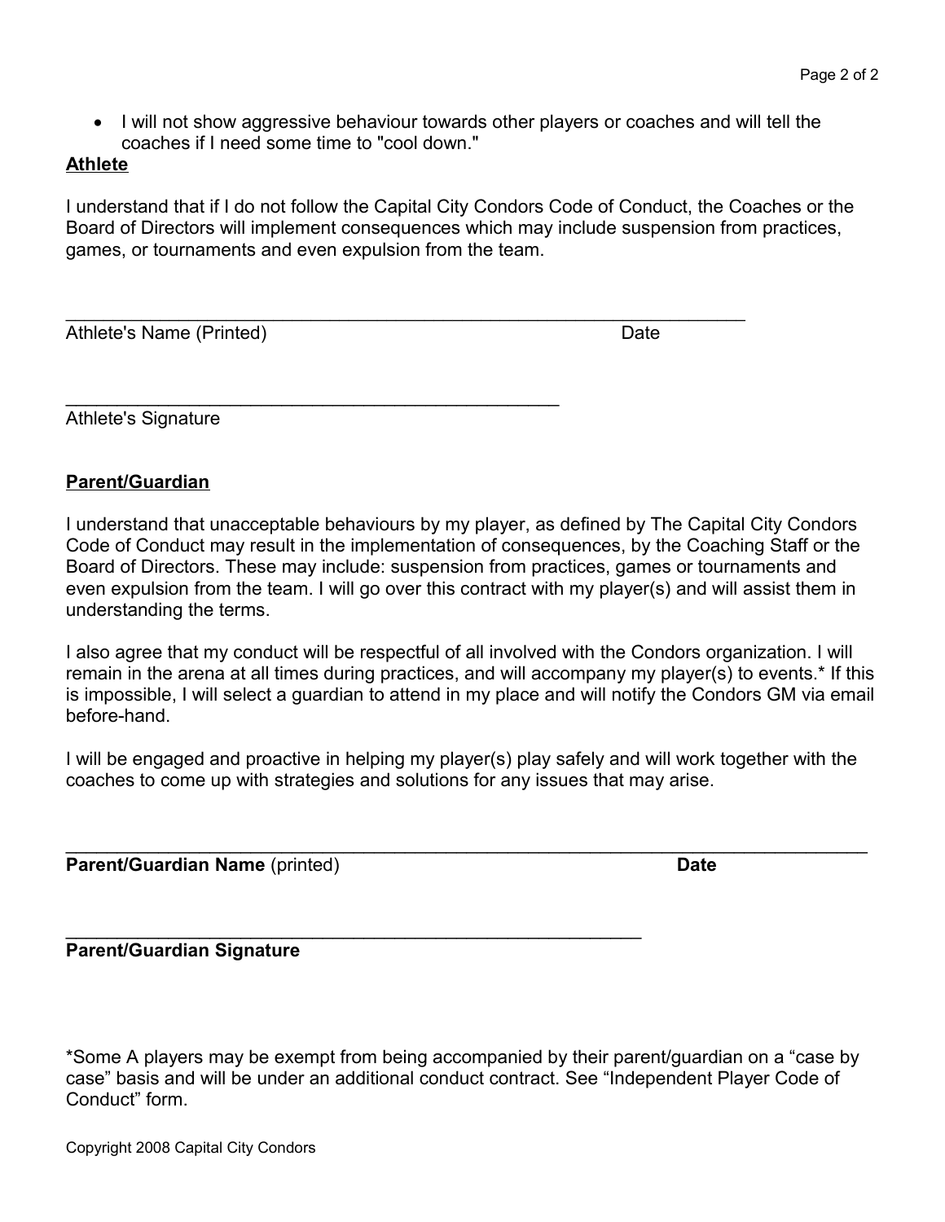- I will not show aggressive behaviour towards other players or coaches and will tell the coaches if I need some time to "cool down."

**Athlete**

I understand that if I do not follow the Capital City Condors Code of Conduct, the Coaches or the Board of Directors will implement consequences which may include suspension from practices, games, or tournaments and even expulsion from the team.

\_\_\_\_\_\_\_\_\_\_\_\_\_\_\_\_\_\_\_\_\_\_\_\_\_\_\_\_\_\_\_\_\_\_\_\_\_\_\_\_\_\_\_\_\_\_\_\_\_\_\_\_\_\_\_\_\_\_\_\_\_\_\_\_\_\_

Athlete's Name (Printed) Date

\_\_\_\_\_\_\_\_\_\_\_\_\_\_\_\_\_\_\_\_\_\_\_\_\_\_\_\_\_\_\_\_\_\_\_\_\_\_\_\_\_\_\_\_\_\_\_\_

Athlete's Signature

**Parent/Guardian**

I understand that unacceptable behaviours by my player, as defined by The Capital City Condors Code of Conduct may result in the implementation of consequences, by the Coaching Staff or the Board of Directors. These may include: suspension from practices, games or tournaments and even expulsion from the team. I will go over this contract with my player(s) and will assist them in understanding the terms.

I also agree that my conduct will be respectful of all involved with the Condors organization. I will remain in the arena at all times during practices, and will accompany my player(s) to events.* If this is impossible, I will select a guardian to attend in my place and will notify the Condors GM via email before-hand.

I will be engaged and proactive in helping my player(s) play safely and will work together with the coaches to come up with strategies and solutions for any issues that may arise.

\_\_\_\_\_\_\_\_\_\_\_\_\_\_\_\_\_\_\_\_\_\_\_\_\_\_\_\_\_\_\_\_\_\_\_\_\_\_\_\_\_\_\_\_\_\_\_\_\_\_\_\_\_\_\_\_\_\_\_\_\_\_\_\_\_\_\_\_\_\_\_\_\_\_\_\_\_\_

**Parent/Guardian Name** (printed) **Date**

\_\_\_\_\_\_\_\_\_\_\_\_\_\_\_\_\_\_\_\_\_\_\_\_\_\_\_\_\_\_\_\_\_\_\_\_\_\_\_\_\_\_\_\_\_\_\_\_\_\_\_\_\_\_\_\_

**Parent/Guardian Signature**

*Some A players may be exempt from being accompanied by their parent/guardian on a "case by case" basis and will be under an additional conduct contract. See "Independent Player Code of Conduct" form.

Copyright 2008 Capital City Condors